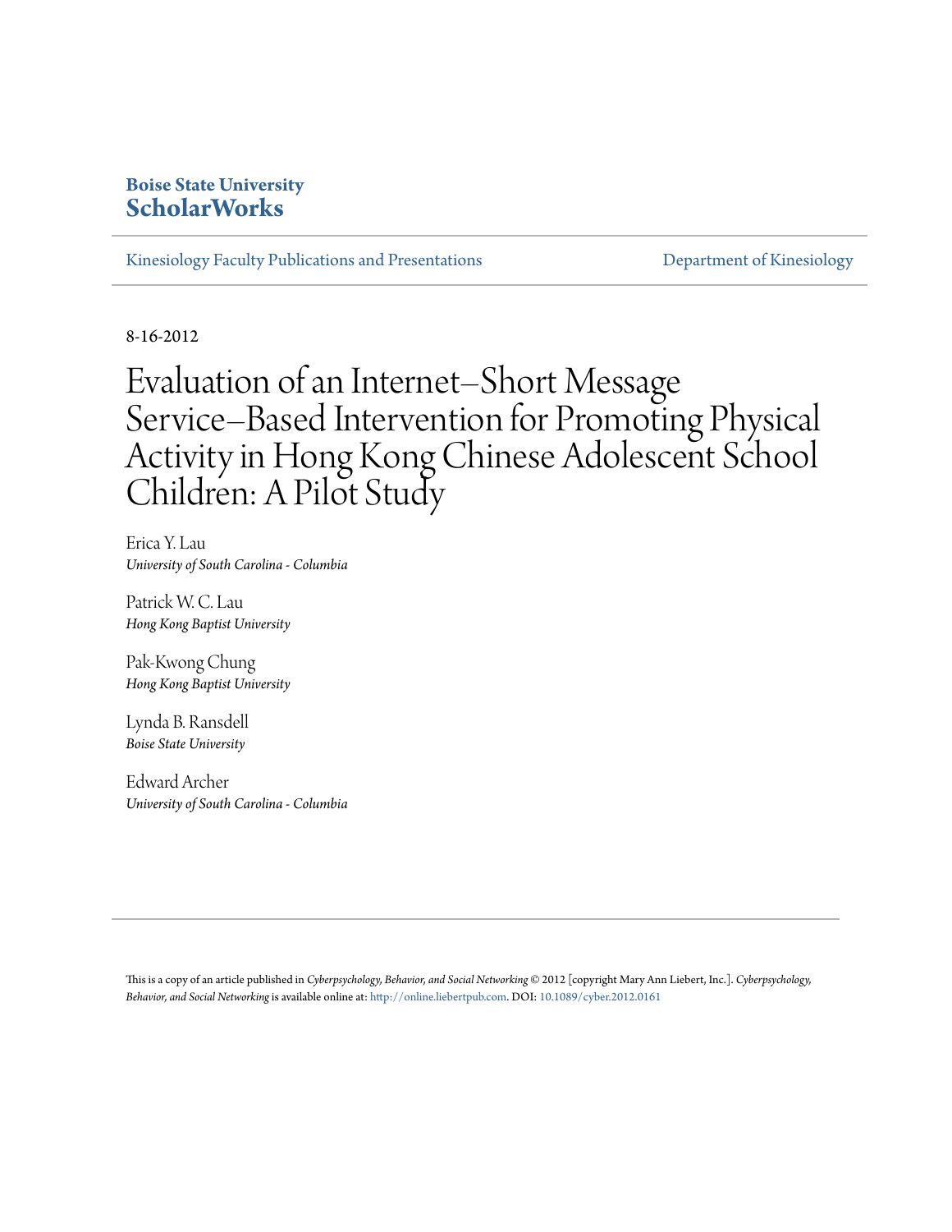**Boise State University**
**ScholarWorks**

Kinesiology Faculty Publications and Presentations | Department of Kinesiology

8-16-2012

# Evaluation of an Internet–Short Message Service–Based Intervention for Promoting Physical Activity in Hong Kong Chinese Adolescent School Children: A Pilot Study

Erica Y. Lau
*University of South Carolina - Columbia*

Patrick W. C. Lau
*Hong Kong Baptist University*

Pak-Kwong Chung
*Hong Kong Baptist University*

Lynda B. Ransdell
*Boise State University*

Edward Archer
*University of South Carolina - Columbia*

---

This is a copy of an article published in *Cyberpsychology, Behavior, and Social Networking* © 2012 [copyright Mary Ann Liebert, Inc.]. *Cyberpsychology, Behavior, and Social Networking* is available online at: http://online.liebertpub.com. DOI: 10.1089/cyber.2012.0161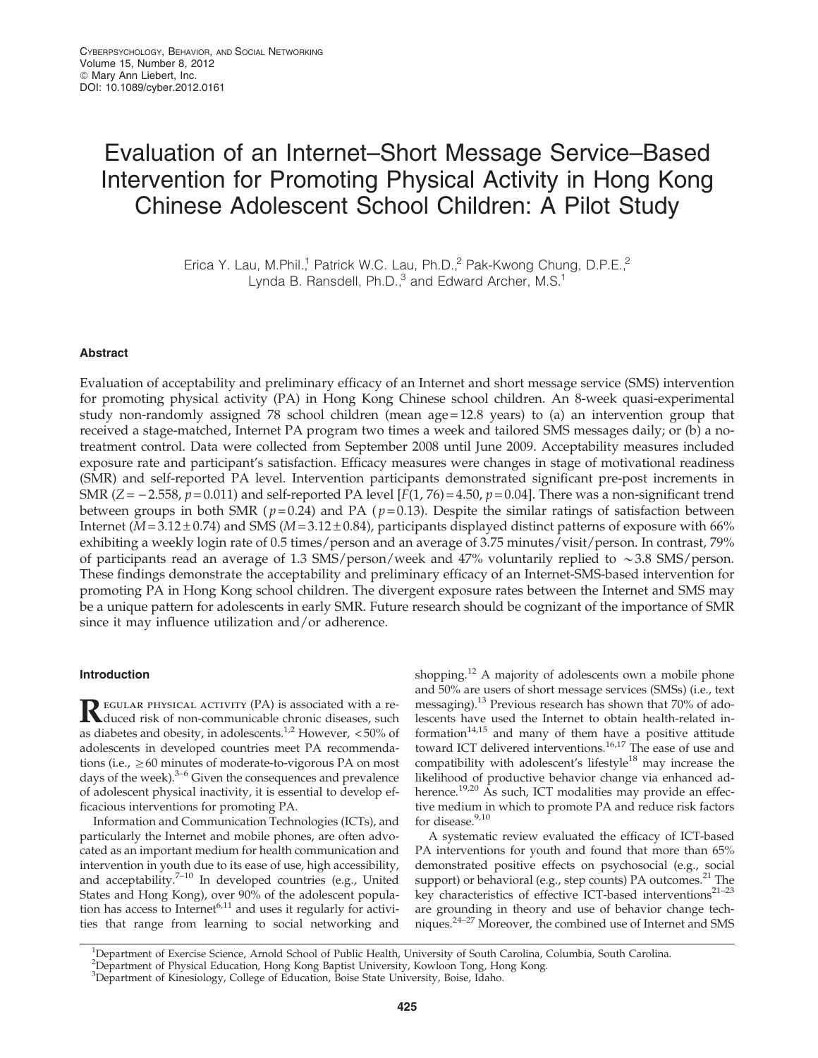# Evaluation of an Internet–Short Message Service–Based Intervention for Promoting Physical Activity in Hong Kong Chinese Adolescent School Children: A Pilot Study

Erica Y. Lau, M.Phil.,[1] Patrick W.C. Lau, Ph.D.,[2] Pak-Kwong Chung, D.P.E.,[2] Lynda B. Ransdell, Ph.D.,[3] and Edward Archer, M.S.[1]

## Abstract

Evaluation of acceptability and preliminary efficacy of an Internet and short message service (SMS) intervention for promoting physical activity (PA) in Hong Kong Chinese school children. An 8-week quasi-experimental study non-randomly assigned 78 school children (mean age = 12.8 years) to (a) an intervention group that received a stage-matched, Internet PA program two times a week and tailored SMS messages daily; or (b) a no-treatment control. Data were collected from September 2008 until June 2009. Acceptability measures included exposure rate and participant's satisfaction. Efficacy measures were changes in stage of motivational readiness (SMR) and self-reported PA level. Intervention participants demonstrated significant pre-post increments in SMR ($Z = -2.558$, $p = 0.011$) and self-reported PA level [$F(1, 76) = 4.50$, $p = 0.04$]. There was a non-significant trend between groups in both SMR ($p = 0.24$) and PA ($p = 0.13$). Despite the similar ratings of satisfaction between Internet ($M = 3.12 \pm 0.74$) and SMS ($M = 3.12 \pm 0.84$), participants displayed distinct patterns of exposure with 66% exhibiting a weekly login rate of 0.5 times/person and an average of 3.75 minutes/visit/person. In contrast, 79% of participants read an average of 1.3 SMS/person/week and 47% voluntarily replied to ~3.8 SMS/person. These findings demonstrate the acceptability and preliminary efficacy of an Internet-SMS-based intervention for promoting PA in Hong Kong school children. The divergent exposure rates between the Internet and SMS may be a unique pattern for adolescents in early SMR. Future research should be cognizant of the importance of SMR since it may influence utilization and/or adherence.

## Introduction

Regular physical activity (PA) is associated with a reduced risk of non-communicable chronic diseases, such as diabetes and obesity, in adolescents.[1,2] However, <50% of adolescents in developed countries meet PA recommendations (i.e., ≥60 minutes of moderate-to-vigorous PA on most days of the week).[3–6] Given the consequences and prevalence of adolescent physical inactivity, it is essential to develop efficacious interventions for promoting PA.

Information and Communication Technologies (ICTs), and particularly the Internet and mobile phones, are often advocated as an important medium for health communication and intervention in youth due to its ease of use, high accessibility, and acceptability.[7–10] In developed countries (e.g., United States and Hong Kong), over 90% of the adolescent population has access to Internet[6,11] and uses it regularly for activities that range from learning to social networking and shopping.[12] A majority of adolescents own a mobile phone and 50% are users of short message services (SMSs) (i.e., text messaging).[13] Previous research has shown that 70% of adolescents have used the Internet to obtain health-related information[14,15] and many of them have a positive attitude toward ICT delivered interventions.[16,17] The ease of use and compatibility with adolescent's lifestyle[18] may increase the likelihood of productive behavior change via enhanced adherence.[19,20] As such, ICT modalities may provide an effective medium in which to promote PA and reduce risk factors for disease.[9,10]

A systematic review evaluated the efficacy of ICT-based PA interventions for youth and found that more than 65% demonstrated positive effects on psychosocial (e.g., social support) or behavioral (e.g., step counts) PA outcomes.[21] The key characteristics of effective ICT-based interventions[21–23] are grounding in theory and use of behavior change techniques.[24–27] Moreover, the combined use of Internet and SMS

[1]Department of Exercise Science, Arnold School of Public Health, University of South Carolina, Columbia, South Carolina.
[2]Department of Physical Education, Hong Kong Baptist University, Kowloon Tong, Hong Kong.
[3]Department of Kinesiology, College of Education, Boise State University, Boise, Idaho.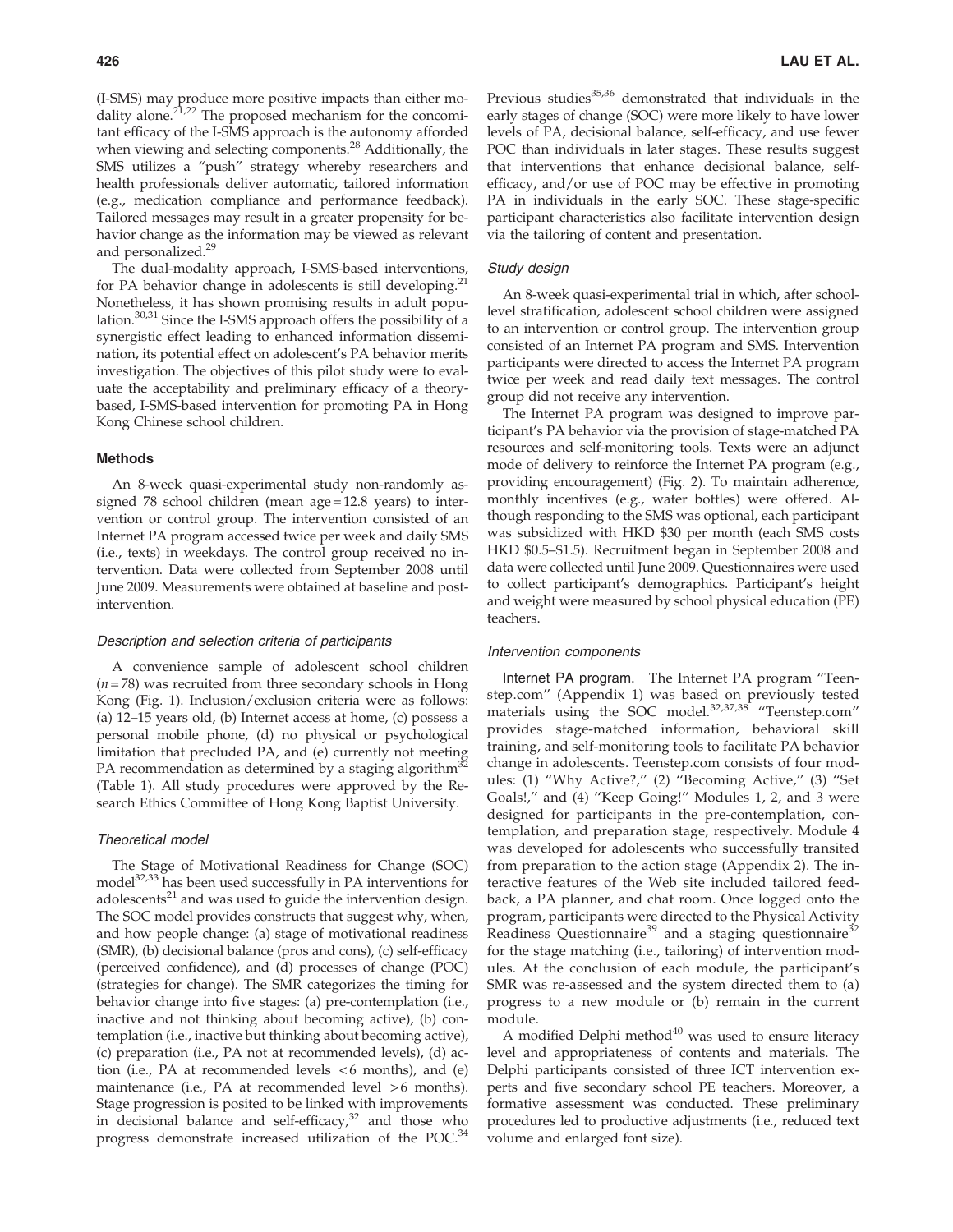(I-SMS) may produce more positive impacts than either modality alone.[21,22] The proposed mechanism for the concomitant efficacy of the I-SMS approach is the autonomy afforded when viewing and selecting components.[28] Additionally, the SMS utilizes a "push" strategy whereby researchers and health professionals deliver automatic, tailored information (e.g., medication compliance and performance feedback). Tailored messages may result in a greater propensity for behavior change as the information may be viewed as relevant and personalized.[29]

The dual-modality approach, I-SMS-based interventions, for PA behavior change in adolescents is still developing.[21] Nonetheless, it has shown promising results in adult population.[30,31] Since the I-SMS approach offers the possibility of a synergistic effect leading to enhanced information dissemination, its potential effect on adolescent's PA behavior merits investigation. The objectives of this pilot study were to evaluate the acceptability and preliminary efficacy of a theory-based, I-SMS-based intervention for promoting PA in Hong Kong Chinese school children.

### Methods

An 8-week quasi-experimental study non-randomly assigned 78 school children (mean age = 12.8 years) to intervention or control group. The intervention consisted of an Internet PA program accessed twice per week and daily SMS (i.e., texts) in weekdays. The control group received no intervention. Data were collected from September 2008 until June 2009. Measurements were obtained at baseline and post-intervention.

#### *Description and selection criteria of participants*

A convenience sample of adolescent school children ($n = 78$) was recruited from three secondary schools in Hong Kong (Fig. 1). Inclusion/exclusion criteria were as follows: (a) 12–15 years old, (b) Internet access at home, (c) possess a personal mobile phone, (d) no physical or psychological limitation that precluded PA, and (e) currently not meeting PA recommendation as determined by a staging algorithm[32] (Table 1). All study procedures were approved by the Research Ethics Committee of Hong Kong Baptist University.

#### *Theoretical model*

The Stage of Motivational Readiness for Change (SOC) model[32,33] has been used successfully in PA interventions for adolescents[21] and was used to guide the intervention design. The SOC model provides constructs that suggest why, when, and how people change: (a) stage of motivational readiness (SMR), (b) decisional balance (pros and cons), (c) self-efficacy (perceived confidence), and (d) processes of change (POC) (strategies for change). The SMR categorizes the timing for behavior change into five stages: (a) pre-contemplation (i.e., inactive and not thinking about becoming active), (b) contemplation (i.e., inactive but thinking about becoming active), (c) preparation (i.e., PA not at recommended levels), (d) action (i.e., PA at recommended levels <6 months), and (e) maintenance (i.e., PA at recommended level >6 months). Stage progression is posited to be linked with improvements in decisional balance and self-efficacy,[32] and those who progress demonstrate increased utilization of the POC.[34] Previous studies[35,36] demonstrated that individuals in the early stages of change (SOC) were more likely to have lower levels of PA, decisional balance, self-efficacy, and use fewer POC than individuals in later stages. These results suggest that interventions that enhance decisional balance, self-efficacy, and/or use of POC may be effective in promoting PA in individuals in the early SOC. These stage-specific participant characteristics also facilitate intervention design via the tailoring of content and presentation.

#### *Study design*

An 8-week quasi-experimental trial in which, after school-level stratification, adolescent school children were assigned to an intervention or control group. The intervention group consisted of an Internet PA program and SMS. Intervention participants were directed to access the Internet PA program twice per week and read daily text messages. The control group did not receive any intervention.

The Internet PA program was designed to improve participant's PA behavior via the provision of stage-matched PA resources and self-monitoring tools. Texts were an adjunct mode of delivery to reinforce the Internet PA program (e.g., providing encouragement) (Fig. 2). To maintain adherence, monthly incentives (e.g., water bottles) were offered. Although responding to the SMS was optional, each participant was subsidized with HKD $30 per month (each SMS costs HKD $0.5–$1.5). Recruitment began in September 2008 and data were collected until June 2009. Questionnaires were used to collect participant's demographics. Participant's height and weight were measured by school physical education (PE) teachers.

#### *Intervention components*

**Internet PA program.** The Internet PA program "Teenstep.com" (Appendix 1) was based on previously tested materials using the SOC model.[32,37,38] "Teenstep.com" provides stage-matched information, behavioral skill training, and self-monitoring tools to facilitate PA behavior change in adolescents. Teenstep.com consists of four modules: (1) "Why Active?," (2) "Becoming Active," (3) "Set Goals!," and (4) "Keep Going!" Modules 1, 2, and 3 were designed for participants in the pre-contemplation, contemplation, and preparation stage, respectively. Module 4 was developed for adolescents who successfully transited from preparation to the action stage (Appendix 2). The interactive features of the Web site included tailored feedback, a PA planner, and chat room. Once logged onto the program, participants were directed to the Physical Activity Readiness Questionnaire[39] and a staging questionnaire[32] for the stage matching (i.e., tailoring) of intervention modules. At the conclusion of each module, the participant's SMR was re-assessed and the system directed them to (a) progress to a new module or (b) remain in the current module.

A modified Delphi method[40] was used to ensure literacy level and appropriateness of contents and materials. The Delphi participants consisted of three ICT intervention experts and five secondary school PE teachers. Moreover, a formative assessment was conducted. These preliminary procedures led to productive adjustments (i.e., reduced text volume and enlarged font size).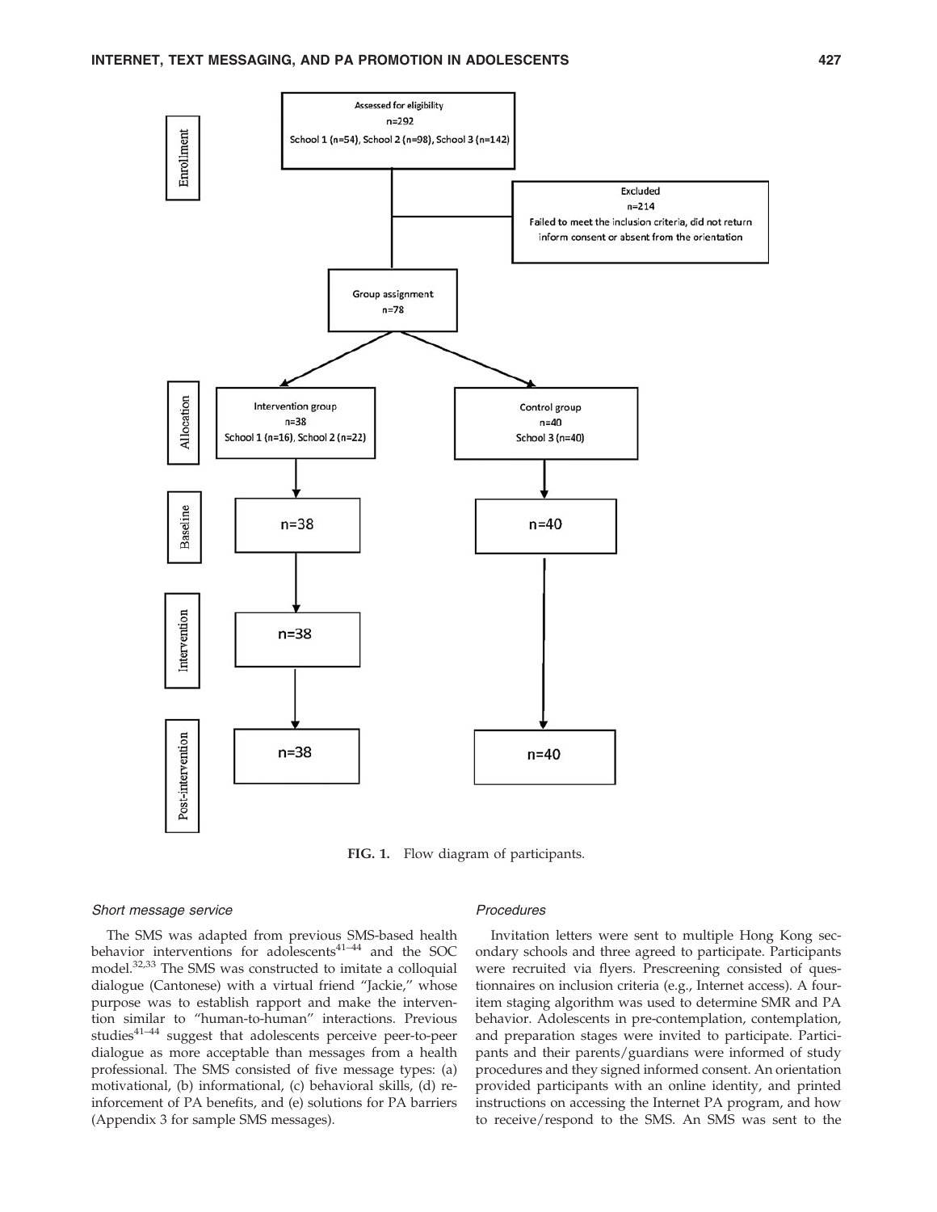Enrollment

Assessed for eligibility
n=292
School 1 (n=54), School 2 (n=98), School 3 (n=142)

Excluded
n=214
Failed to meet the inclusion criteria, did not return inform consent or absent from the orientation

Group assignment
n=78

Allocation

Intervention group
n=38
School 1 (n=16), School 2 (n=22)

Control group
n=40
School 3 (n=40)

Baseline

n=38

n=40

Intervention

n=38

Post-intervention

n=38

n=40

**FIG. 1.** Flow diagram of participants.

### *Short message service*

The SMS was adapted from previous SMS-based health behavior interventions for adolescents[41–44] and the SOC model.[32,33] The SMS was constructed to imitate a colloquial dialogue (Cantonese) with a virtual friend "Jackie," whose purpose was to establish rapport and make the intervention similar to "human-to-human" interactions. Previous studies[41–44] suggest that adolescents perceive peer-to-peer dialogue as more acceptable than messages from a health professional. The SMS consisted of five message types: (a) motivational, (b) informational, (c) behavioral skills, (d) reinforcement of PA benefits, and (e) solutions for PA barriers (Appendix 3 for sample SMS messages).

### *Procedures*

Invitation letters were sent to multiple Hong Kong secondary schools and three agreed to participate. Participants were recruited via flyers. Prescreening consisted of questionnaires on inclusion criteria (e.g., Internet access). A four-item staging algorithm was used to determine SMR and PA behavior. Adolescents in pre-contemplation, contemplation, and preparation stages were invited to participate. Participants and their parents/guardians were informed of study procedures and they signed informed consent. An orientation provided participants with an online identity, and printed instructions on accessing the Internet PA program, and how to receive/respond to the SMS. An SMS was sent to the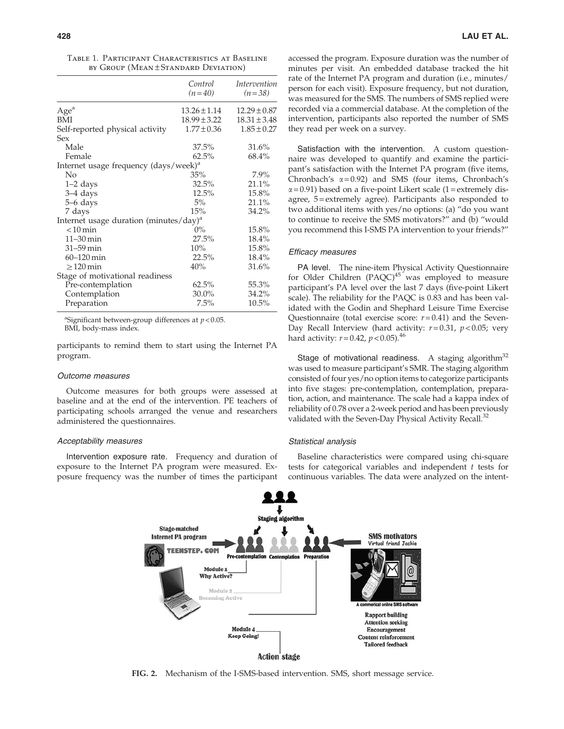Table 1. Participant Characteristics at Baseline by Group (Mean ± Standard Deviation)

| | Control (n=40) | Intervention (n=38) |
|---|---|---|
| Age[a] | 13.26 ± 1.14 | 12.29 ± 0.87 |
| BMI | 18.99 ± 3.22 | 18.31 ± 3.48 |
| Self-reported physical activity | 1.77 ± 0.36 | 1.85 ± 0.27 |
| Sex | | |
| Male | 37.5% | 31.6% |
| Female | 62.5% | 68.4% |
| Internet usage frequency (days/week)[a] | | |
| No | 35% | 7.9% |
| 1–2 days | 32.5% | 21.1% |
| 3–4 days | 12.5% | 15.8% |
| 5–6 days | 5% | 21.1% |
| 7 days | 15% | 34.2% |
| Internet usage duration (minutes/day)[a] | | |
| <10 min | 0% | 15.8% |
| 11–30 min | 27.5% | 18.4% |
| 31–59 min | 10% | 15.8% |
| 60–120 min | 22.5% | 18.4% |
| ≥120 min | 40% | 31.6% |
| Stage of motivational readiness | | |
| Pre-contemplation | 62.5% | 55.3% |
| Contemplation | 30.0% | 34.2% |
| Preparation | 7.5% | 10.5% |

[a]Significant between-group differences at $p < 0.05$.
BMI, body-mass index.

participants to remind them to start using the Internet PA program.

### *Outcome measures*

Outcome measures for both groups were assessed at baseline and at the end of the intervention. PE teachers of participating schools arranged the venue and researchers administered the questionnaires.

### *Acceptability measures*

**Intervention exposure rate.** Frequency and duration of exposure to the Internet PA program were measured. Exposure frequency was the number of times the participant accessed the program. Exposure duration was the number of minutes per visit. An embedded database tracked the hit rate of the Internet PA program and duration (i.e., minutes/person for each visit). Exposure frequency, but not duration, was measured for the SMS. The numbers of SMS replied were recorded via a commercial database. At the completion of the intervention, participants also reported the number of SMS they read per week on a survey.

**Satisfaction with the intervention.** A custom questionnaire was developed to quantify and examine the participant's satisfaction with the Internet PA program (five items, Chronbach's $\alpha = 0.92$) and SMS (four items, Chronbach's $\alpha = 0.91$) based on a five-point Likert scale (1 = extremely disagree, 5 = extremely agree). Participants also responded to two additional items with yes/no options: (a) "do you want to continue to receive the SMS motivators?" and (b) "would you recommend this I-SMS PA intervention to your friends?"

### *Efficacy measures*

**PA level.** The nine-item Physical Activity Questionnaire for Older Children (PAQC)[45] was employed to measure participant's PA level over the last 7 days (five-point Likert scale). The reliability for the PAQC is 0.83 and has been validated with the Godin and Shephard Leisure Time Exercise Questionnaire (total exercise score: $r = 0.41$) and the Seven-Day Recall Interview (hard activity: $r = 0.31$, $p < 0.05$; very hard activity: $r = 0.42$, $p < 0.05$).[46]

**Stage of motivational readiness.** A staging algorithm[32] was used to measure participant's SMR. The staging algorithm consisted of four yes/no option items to categorize participants into five stages: pre-contemplation, contemplation, preparation, action, and maintenance. The scale had a kappa index of reliability of 0.78 over a 2-week period and has been previously validated with the Seven-Day Physical Activity Recall.[32]

### *Statistical analysis*

Baseline characteristics were compared using chi-square tests for categorical variables and independent $t$ tests for continuous variables. The data were analyzed on the intent-

**FIG. 2.** Mechanism of the I-SMS-based intervention. SMS, short message service.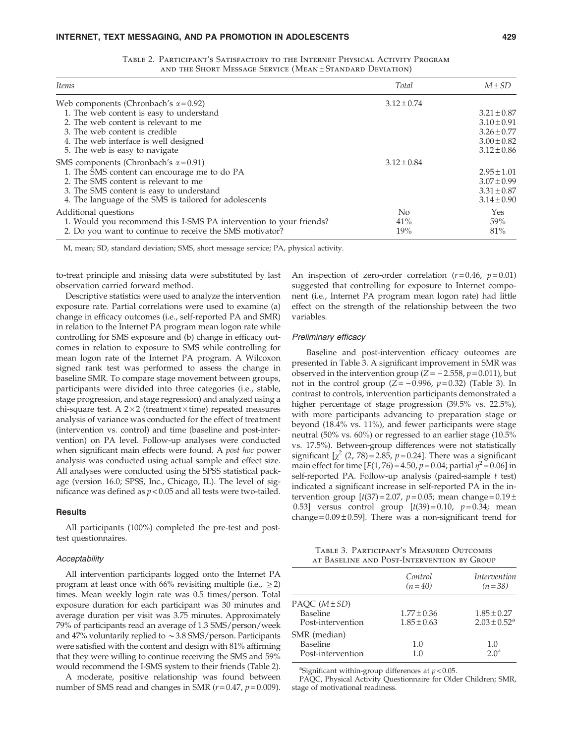Table 2. Participant's Satisfactory to the Internet Physical Activity Program and the Short Message Service (Mean ± Standard Deviation)

| Items | Total | M ± SD |
|---|---|---|
| Web components (Chronbach's $\alpha = 0.92$) | 3.12 ± 0.74 | |
| 1. The web content is easy to understand | | 3.21 ± 0.87 |
| 2. The web content is relevant to me | | 3.10 ± 0.91 |
| 3. The web content is credible | | 3.26 ± 0.77 |
| 4. The web interface is well designed | | 3.00 ± 0.82 |
| 5. The web is easy to navigate | | 3.12 ± 0.86 |
| SMS components (Chronbach's $\alpha = 0.91$) | 3.12 ± 0.84 | |
| 1. The SMS content can encourage me to do PA | | 2.95 ± 1.01 |
| 2. The SMS content is relevant to me | | 3.07 ± 0.99 |
| 3. The SMS content is easy to understand | | 3.31 ± 0.87 |
| 4. The language of the SMS is tailored for adolescents | | 3.14 ± 0.90 |
| Additional questions | No | Yes |
| 1. Would you recommend this I-SMS PA intervention to your friends? | 41% | 59% |
| 2. Do you want to continue to receive the SMS motivator? | 19% | 81% |

M, mean; SD, standard deviation; SMS, short message service; PA, physical activity.

to-treat principle and missing data were substituted by last observation carried forward method.

Descriptive statistics were used to analyze the intervention exposure rate. Partial correlations were used to examine (a) change in efficacy outcomes (i.e., self-reported PA and SMR) in relation to the Internet PA program mean logon rate while controlling for SMS exposure and (b) change in efficacy outcomes in relation to exposure to SMS while controlling for mean logon rate of the Internet PA program. A Wilcoxon signed rank test was performed to assess the change in baseline SMR. To compare stage movement between groups, participants were divided into three categories (i.e., stable, stage progression, and stage regression) and analyzed using a chi-square test. A 2×2 (treatment×time) repeated measures analysis of variance was conducted for the effect of treatment (intervention vs. control) and time (baseline and post-intervention) on PA level. Follow-up analyses were conducted when significant main effects were found. A *post hoc* power analysis was conducted using actual sample and effect size. All analyses were conducted using the SPSS statistical package (version 16.0; SPSS, Inc., Chicago, IL). The level of significance was defined as $p < 0.05$ and all tests were two-tailed.

### Results

All participants (100%) completed the pre-test and post-test questionnaires.

#### *Acceptability*

All intervention participants logged onto the Internet PA program at least once with 66% revisiting multiple (i.e., ≥2) times. Mean weekly login rate was 0.5 times/person. Total exposure duration for each participant was 30 minutes and average duration per visit was 3.75 minutes. Approximately 79% of participants read an average of 1.3 SMS/person/week and 47% voluntarily replied to ~3.8 SMS/person. Participants were satisfied with the content and design with 81% affirming that they were willing to continue receiving the SMS and 59% would recommend the I-SMS system to their friends (Table 2).

A moderate, positive relationship was found between number of SMS read and changes in SMR ($r = 0.47$, $p = 0.009$). An inspection of zero-order correlation ($r = 0.46$, $p = 0.01$) suggested that controlling for exposure to Internet component (i.e., Internet PA program mean logon rate) had little effect on the strength of the relationship between the two variables.

#### *Preliminary efficacy*

Baseline and post-intervention efficacy outcomes are presented in Table 3. A significant improvement in SMR was observed in the intervention group ($Z = -2.558$, $p = 0.011$), but not in the control group ($Z = -0.996$, $p = 0.32$) (Table 3). In contrast to controls, intervention participants demonstrated a higher percentage of stage progression (39.5% vs. 22.5%), with more participants advancing to preparation stage or beyond (18.4% vs. 11%), and fewer participants were stage neutral (50% vs. 60%) or regressed to an earlier stage (10.5% vs. 17.5%). Between-group differences were not statistically significant [$\chi^2$ (2, 78) = 2.85, $p = 0.24$]. There was a significant main effect for time [$F(1, 76) = 4.50$, $p = 0.04$; partial $\eta^2 = 0.06$] in self-reported PA. Follow-up analysis (paired-sample $t$ test) indicated a significant increase in self-reported PA in the intervention group [$t(37) = 2.07$, $p = 0.05$; mean change = 0.19 ± 0.53] versus control group [$t(39) = 0.10$, $p = 0.34$; mean change = 0.09 ± 0.59]. There was a non-significant trend for

Table 3. Participant's Measured Outcomes at Baseline and Post-Intervention by Group

| | Control (n = 40) | Intervention (n = 38) |
|---|---|---|
| PAQC (M ± SD) | | |
| Baseline | 1.77 ± 0.36 | 1.85 ± 0.27 |
| Post-intervention | 1.85 ± 0.63 | 2.03 ± 0.52[a] |
| SMR (median) | | |
| Baseline | 1.0 | 1.0 |
| Post-intervention | 1.0 | 2.0[a] |

[a]Significant within-group differences at $p < 0.05$.

PAQC, Physical Activity Questionnaire for Older Children; SMR, stage of motivational readiness.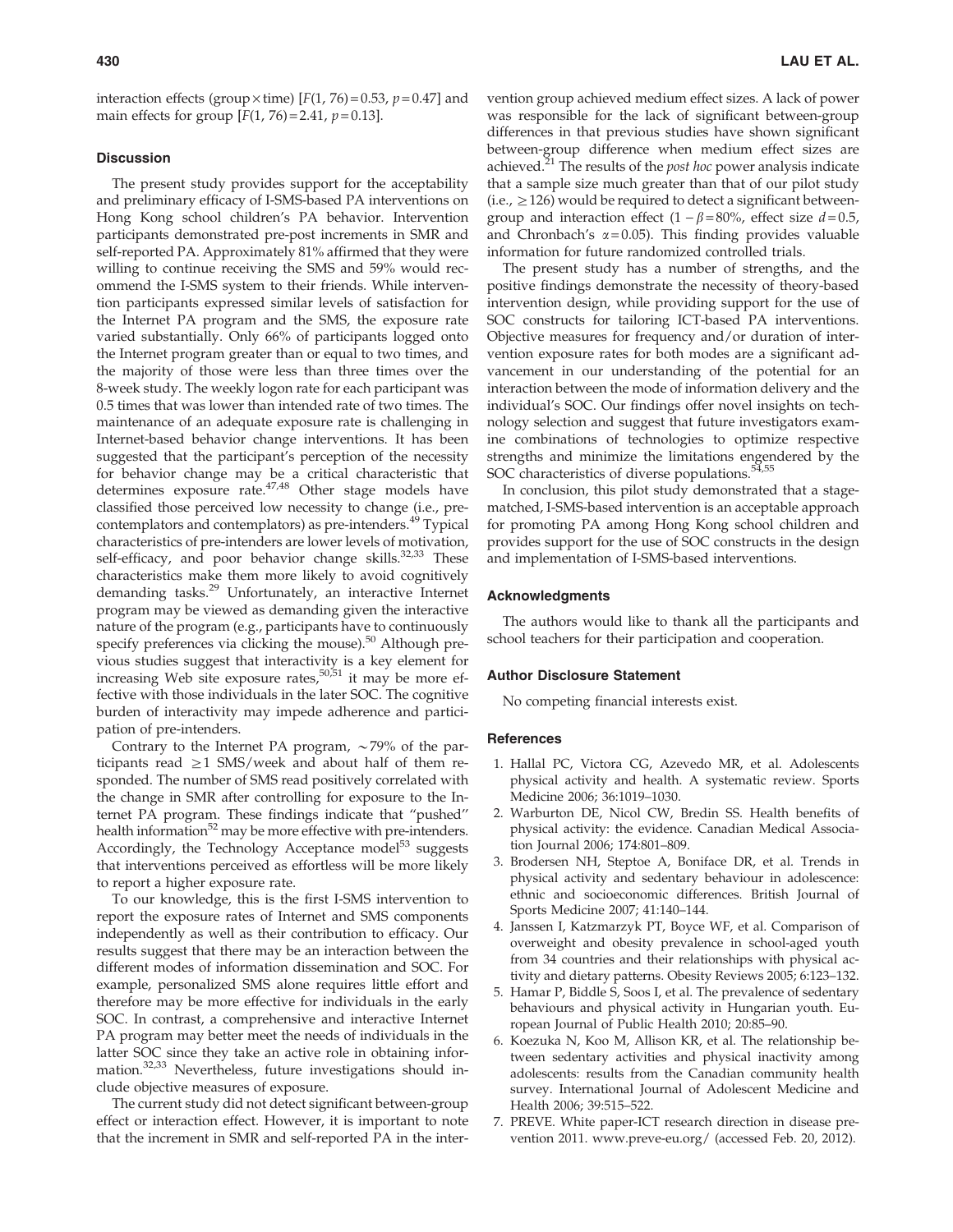interaction effects (group × time) [$F(1, 76) = 0.53$, $p = 0.47$] and main effects for group [$F(1, 76) = 2.41$, $p = 0.13$].

## Discussion

The present study provides support for the acceptability and preliminary efficacy of I-SMS-based PA interventions on Hong Kong school children's PA behavior. Intervention participants demonstrated pre-post increments in SMR and self-reported PA. Approximately 81% affirmed that they were willing to continue receiving the SMS and 59% would recommend the I-SMS system to their friends. While intervention participants expressed similar levels of satisfaction for the Internet PA program and the SMS, the exposure rate varied substantially. Only 66% of participants logged onto the Internet program greater than or equal to two times, and the majority of those were less than three times over the 8-week study. The weekly logon rate for each participant was 0.5 times that was lower than intended rate of two times. The maintenance of an adequate exposure rate is challenging in Internet-based behavior change interventions. It has been suggested that the participant's perception of the necessity for behavior change may be a critical characteristic that determines exposure rate.[47,48] Other stage models have classified those perceived low necessity to change (i.e., precontemplators and contemplators) as pre-intenders.[49] Typical characteristics of pre-intenders are lower levels of motivation, self-efficacy, and poor behavior change skills.[32,33] These characteristics make them more likely to avoid cognitively demanding tasks.[29] Unfortunately, an interactive Internet program may be viewed as demanding given the interactive nature of the program (e.g., participants have to continuously specify preferences via clicking the mouse).[50] Although previous studies suggest that interactivity is a key element for increasing Web site exposure rates,[50,51] it may be more effective with those individuals in the later SOC. The cognitive burden of interactivity may impede adherence and participation of pre-intenders.

Contrary to the Internet PA program, ~79% of the participants read ≥1 SMS/week and about half of them responded. The number of SMS read positively correlated with the change in SMR after controlling for exposure to the Internet PA program. These findings indicate that "pushed" health information[52] may be more effective with pre-intenders. Accordingly, the Technology Acceptance model[53] suggests that interventions perceived as effortless will be more likely to report a higher exposure rate.

To our knowledge, this is the first I-SMS intervention to report the exposure rates of Internet and SMS components independently as well as their contribution to efficacy. Our results suggest that there may be an interaction between the different modes of information dissemination and SOC. For example, personalized SMS alone requires little effort and therefore may be more effective for individuals in the early SOC. In contrast, a comprehensive and interactive Internet PA program may better meet the needs of individuals in the latter SOC since they take an active role in obtaining information.[32,33] Nevertheless, future investigations should include objective measures of exposure.

The current study did not detect significant between-group effect or interaction effect. However, it is important to note that the increment in SMR and self-reported PA in the intervention group achieved medium effect sizes. A lack of power was responsible for the lack of significant between-group differences in that previous studies have shown significant between-group difference when medium effect sizes are achieved.[21] The results of the *post hoc* power analysis indicate that a sample size much greater than that of our pilot study (i.e., ≥126) would be required to detect a significant between-group and interaction effect ($1 - \beta = 80\%$, effect size $d = 0.5$, and Chronbach's $\alpha = 0.05$). This finding provides valuable information for future randomized controlled trials.

The present study has a number of strengths, and the positive findings demonstrate the necessity of theory-based intervention design, while providing support for the use of SOC constructs for tailoring ICT-based PA interventions. Objective measures for frequency and/or duration of intervention exposure rates for both modes are a significant advancement in our understanding of the potential for an interaction between the mode of information delivery and the individual's SOC. Our findings offer novel insights on technology selection and suggest that future investigators examine combinations of technologies to optimize respective strengths and minimize the limitations engendered by the SOC characteristics of diverse populations.[54,55]

In conclusion, this pilot study demonstrated that a stage-matched, I-SMS-based intervention is an acceptable approach for promoting PA among Hong Kong school children and provides support for the use of SOC constructs in the design and implementation of I-SMS-based interventions.

## Acknowledgments

The authors would like to thank all the participants and school teachers for their participation and cooperation.

## Author Disclosure Statement

No competing financial interests exist.

## References

1. Hallal PC, Victora CG, Azevedo MR, et al. Adolescents physical activity and health. A systematic review. Sports Medicine 2006; 36:1019–1030.
2. Warburton DE, Nicol CW, Bredin SS. Health benefits of physical activity: the evidence. Canadian Medical Association Journal 2006; 174:801–809.
3. Brodersen NH, Steptoe A, Boniface DR, et al. Trends in physical activity and sedentary behaviour in adolescence: ethnic and socioeconomic differences. British Journal of Sports Medicine 2007; 41:140–144.
4. Janssen I, Katzmarzyk PT, Boyce WF, et al. Comparison of overweight and obesity prevalence in school-aged youth from 34 countries and their relationships with physical activity and dietary patterns. Obesity Reviews 2005; 6:123–132.
5. Hamar P, Biddle S, Soos I, et al. The prevalence of sedentary behaviours and physical activity in Hungarian youth. European Journal of Public Health 2010; 20:85–90.
6. Koezuka N, Koo M, Allison KR, et al. The relationship between sedentary activities and physical inactivity among adolescents: results from the Canadian community health survey. International Journal of Adolescent Medicine and Health 2006; 39:515–522.
7. PREVE. White paper-ICT research direction in disease prevention 2011. www.preve-eu.org/ (accessed Feb. 20, 2012).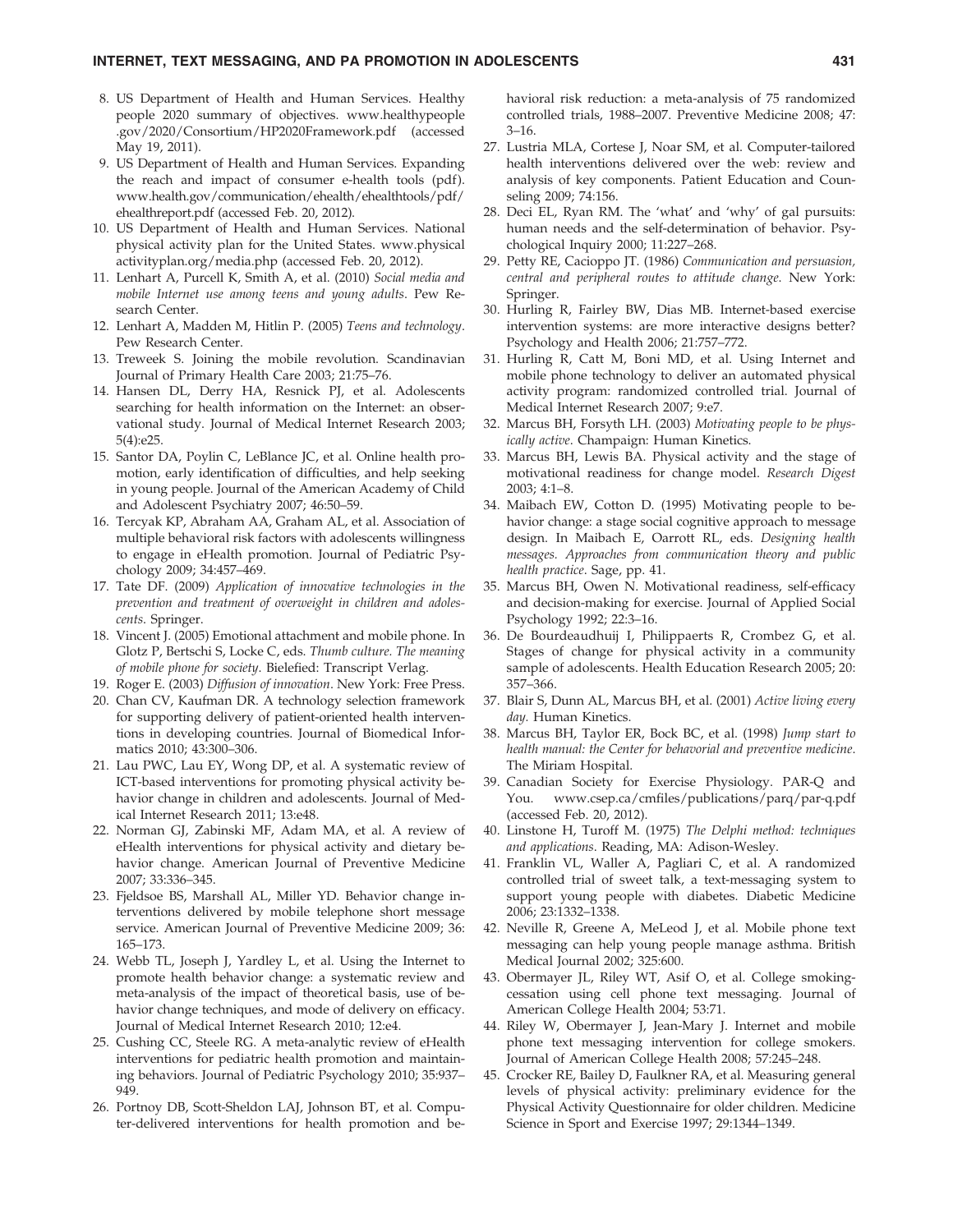8. US Department of Health and Human Services. Healthy people 2020 summary of objectives. www.healthypeople.gov/2020/Consortium/HP2020Framework.pdf (accessed May 19, 2011).
9. US Department of Health and Human Services. Expanding the reach and impact of consumer e-health tools (pdf). www.health.gov/communication/ehealth/ehealthtools/pdf/ehealthreport.pdf (accessed Feb. 20, 2012).
10. US Department of Health and Human Services. National physical activity plan for the United States. www.physicalactivityplan.org/media.php (accessed Feb. 20, 2012).
11. Lenhart A, Purcell K, Smith A, et al. (2010) *Social media and mobile Internet use among teens and young adults*. Pew Research Center.
12. Lenhart A, Madden M, Hitlin P. (2005) *Teens and technology*. Pew Research Center.
13. Treweek S. Joining the mobile revolution. Scandinavian Journal of Primary Health Care 2003; 21:75–76.
14. Hansen DL, Derry HA, Resnick PJ, et al. Adolescents searching for health information on the Internet: an observational study. Journal of Medical Internet Research 2003; 5(4):e25.
15. Santor DA, Poylin C, LeBlance JC, et al. Online health promotion, early identification of difficulties, and help seeking in young people. Journal of the American Academy of Child and Adolescent Psychiatry 2007; 46:50–59.
16. Tercyak KP, Abraham AA, Graham AL, et al. Association of multiple behavioral risk factors with adolescents willingness to engage in eHealth promotion. Journal of Pediatric Psychology 2009; 34:457–469.
17. Tate DF. (2009) *Application of innovative technologies in the prevention and treatment of overweight in children and adolescents*. Springer.
18. Vincent J. (2005) Emotional attachment and mobile phone. In Glotz P, Bertschi S, Locke C, eds. *Thumb culture. The meaning of mobile phone for society*. Bielefied: Transcript Verlag.
19. Roger E. (2003) *Diffusion of innovation*. New York: Free Press.
20. Chan CV, Kaufman DR. A technology selection framework for supporting delivery of patient-oriented health interventions in developing countries. Journal of Biomedical Informatics 2010; 43:300–306.
21. Lau PWC, Lau EY, Wong DP, et al. A systematic review of ICT-based interventions for promoting physical activity behavior change in children and adolescents. Journal of Medical Internet Research 2011; 13:e48.
22. Norman GJ, Zabinski MF, Adam MA, et al. A review of eHealth interventions for physical activity and dietary behavior change. American Journal of Preventive Medicine 2007; 33:336–345.
23. Fjeldsoe BS, Marshall AL, Miller YD. Behavior change interventions delivered by mobile telephone short message service. American Journal of Preventive Medicine 2009; 36: 165–173.
24. Webb TL, Joseph J, Yardley L, et al. Using the Internet to promote health behavior change: a systematic review and meta-analysis of the impact of theoretical basis, use of behavior change techniques, and mode of delivery on efficacy. Journal of Medical Internet Research 2010; 12:e4.
25. Cushing CC, Steele RG. A meta-analytic review of eHealth interventions for pediatric health promotion and maintaining behaviors. Journal of Pediatric Psychology 2010; 35:937–949.
26. Portnoy DB, Scott-Sheldon LAJ, Johnson BT, et al. Computer-delivered interventions for health promotion and behavioral risk reduction: a meta-analysis of 75 randomized controlled trials, 1988–2007. Preventive Medicine 2008; 47: 3–16.
27. Lustria MLA, Cortese J, Noar SM, et al. Computer-tailored health interventions delivered over the web: review and analysis of key components. Patient Education and Counseling 2009; 74:156.
28. Deci EL, Ryan RM. The 'what' and 'why' of gal pursuits: human needs and the self-determination of behavior. Psychological Inquiry 2000; 11:227–268.
29. Petty RE, Cacioppo JT. (1986) *Communication and persuasion, central and peripheral routes to attitude change*. New York: Springer.
30. Hurling R, Fairley BW, Dias MB. Internet-based exercise intervention systems: are more interactive designs better? Psychology and Health 2006; 21:757–772.
31. Hurling R, Catt M, Boni MD, et al. Using Internet and mobile phone technology to deliver an automated physical activity program: randomized controlled trial. Journal of Medical Internet Research 2007; 9:e7.
32. Marcus BH, Forsyth LH. (2003) *Motivating people to be physically active*. Champaign: Human Kinetics.
33. Marcus BH, Lewis BA. Physical activity and the stage of motivational readiness for change model. *Research Digest* 2003; 4:1–8.
34. Maibach EW, Cotton D. (1995) Motivating people to behavior change: a stage social cognitive approach to message design. In Maibach E, Oarrott RL, eds. *Designing health messages. Approaches from communication theory and public health practice*. Sage, pp. 41.
35. Marcus BH, Owen N. Motivational readiness, self-efficacy and decision-making for exercise. Journal of Applied Social Psychology 1992; 22:3–16.
36. De Bourdeaudhuij I, Philippaerts R, Crombez G, et al. Stages of change for physical activity in a community sample of adolescents. Health Education Research 2005; 20: 357–366.
37. Blair S, Dunn AL, Marcus BH, et al. (2001) *Active living every day*. Human Kinetics.
38. Marcus BH, Taylor ER, Bock BC, et al. (1998) *Jump start to health manual: the Center for behavorial and preventive medicine*. The Miriam Hospital.
39. Canadian Society for Exercise Physiology. PAR-Q and You. www.csep.ca/cmfiles/publications/parq/par-q.pdf (accessed Feb. 20, 2012).
40. Linstone H, Turoff M. (1975) *The Delphi method: techniques and applications*. Reading, MA: Adison-Wesley.
41. Franklin VL, Waller A, Pagliari C, et al. A randomized controlled trial of sweet talk, a text-messaging system to support young people with diabetes. Diabetic Medicine 2006; 23:1332–1338.
42. Neville R, Greene A, MeLeod J, et al. Mobile phone text messaging can help young people manage asthma. British Medical Journal 2002; 325:600.
43. Obermayer JL, Riley WT, Asif O, et al. College smoking-cessation using cell phone text messaging. Journal of American College Health 2004; 53:71.
44. Riley W, Obermayer J, Jean-Mary J. Internet and mobile phone text messaging intervention for college smokers. Journal of American College Health 2008; 57:245–248.
45. Crocker RE, Bailey D, Faulkner RA, et al. Measuring general levels of physical activity: preliminary evidence for the Physical Activity Questionnaire for older children. Medicine Science in Sport and Exercise 1997; 29:1344–1349.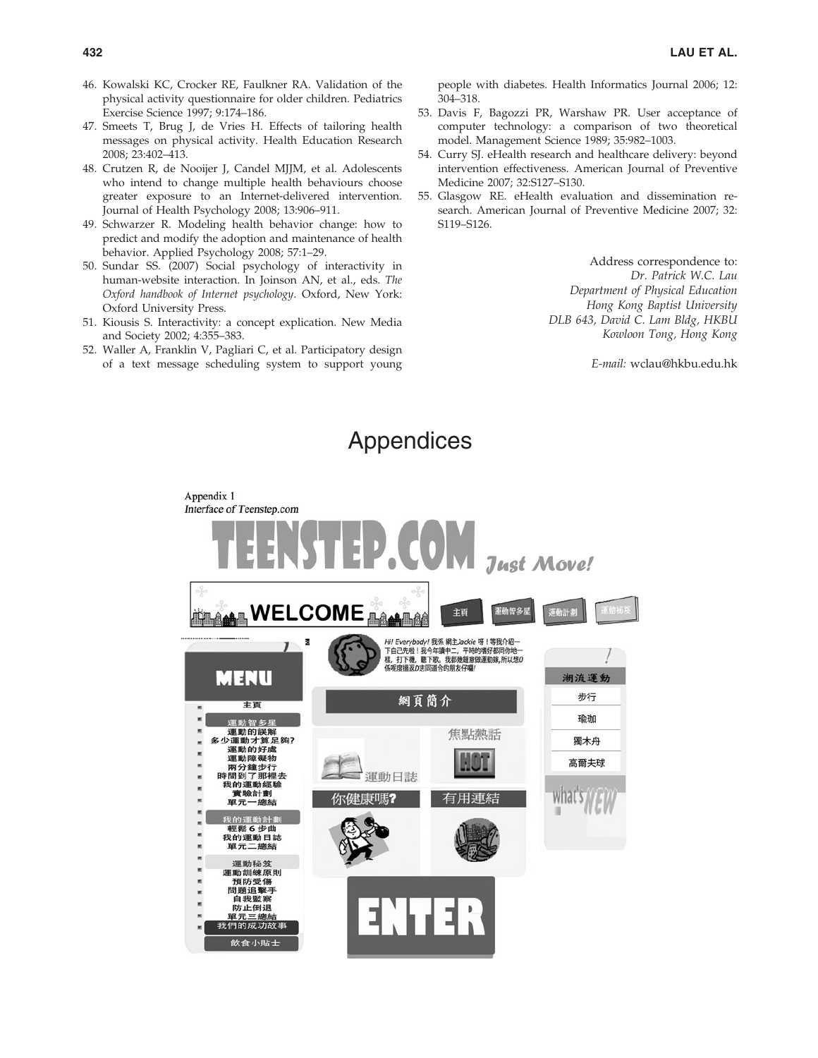46. Kowalski KC, Crocker RE, Faulkner RA. Validation of the physical activity questionnaire for older children. Pediatrics Exercise Science 1997; 9:174–186.
47. Smeets T, Brug J, de Vries H. Effects of tailoring health messages on physical activity. Health Education Research 2008; 23:402–413.
48. Crutzen R, de Nooijer J, Candel MJJM, et al. Adolescents who intend to change multiple health behaviours choose greater exposure to an Internet-delivered intervention. Journal of Health Psychology 2008; 13:906–911.
49. Schwarzer R. Modeling health behavior change: how to predict and modify the adoption and maintenance of health behavior. Applied Psychology 2008; 57:1–29.
50. Sundar SS. (2007) Social psychology of interactivity in human-website interaction. In Joinson AN, et al., eds. *The Oxford handbook of Internet psychology*. Oxford, New York: Oxford University Press.
51. Kiousis S. Interactivity: a concept explication. New Media and Society 2002; 4:355–383.
52. Waller A, Franklin V, Pagliari C, et al. Participatory design of a text message scheduling system to support young people with diabetes. Health Informatics Journal 2006; 12: 304–318.
53. Davis F, Bagozzi PR, Warshaw PR. User acceptance of computer technology: a comparison of two theoretical model. Management Science 1989; 35:982–1003.
54. Curry SJ. eHealth research and healthcare delivery: beyond intervention effectiveness. American Journal of Preventive Medicine 2007; 32:S127–S130.
55. Glasgow RE. eHealth evaluation and dissemination research. American Journal of Preventive Medicine 2007; 32: S119–S126.

Address correspondence to:
*Dr. Patrick W.C. Lau*
*Department of Physical Education*
*Hong Kong Baptist University*
*DLB 643, David C. Lam Bldg, HKBU*
*Kowloon Tong, Hong Kong*

*E-mail:* wclau@hkbu.edu.hk

# Appendices

Appendix 1
*Interface of Teenstep.com*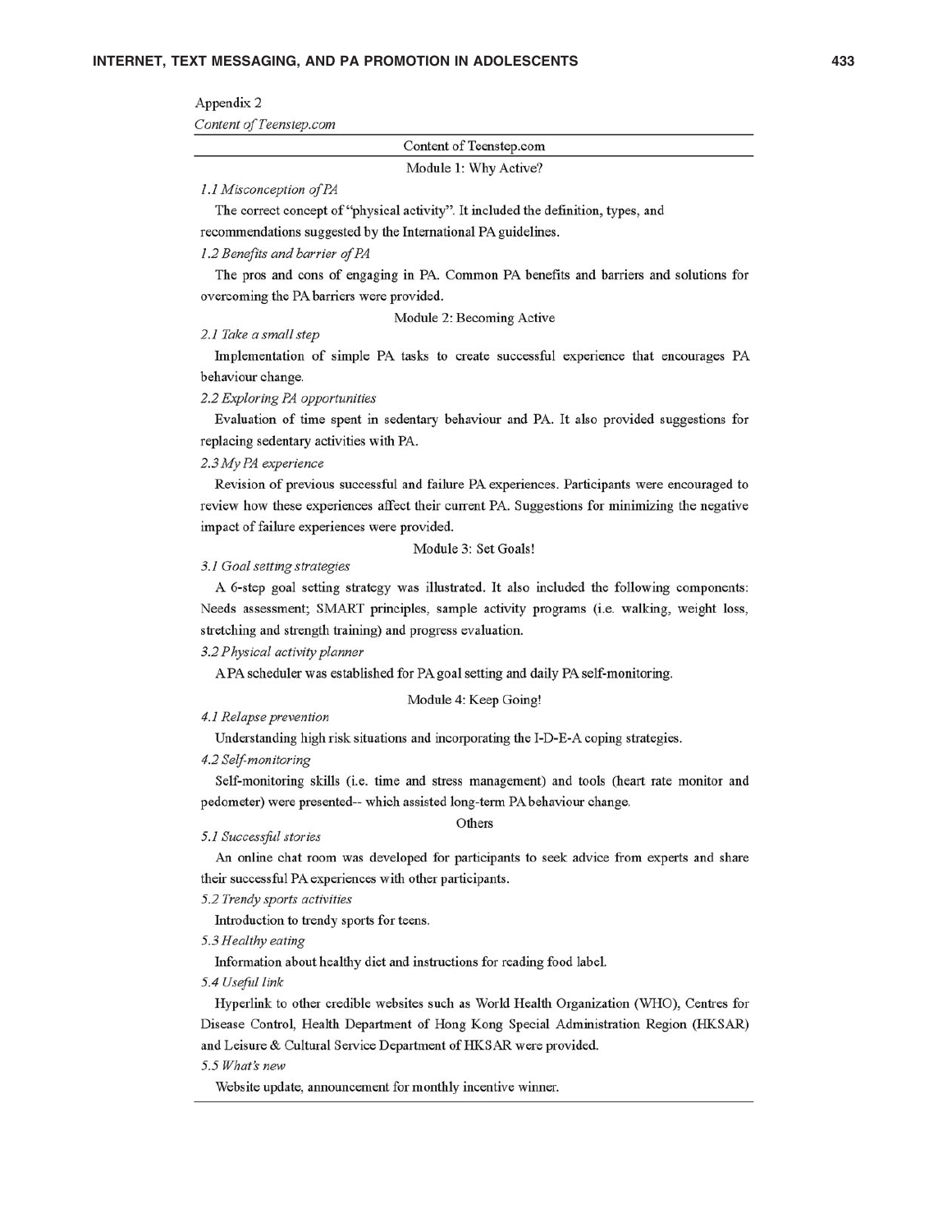Appendix 2

*Content of Teenstep.com*

### Content of Teenstep.com

#### Module 1: Why Active?

*1.1 Misconception of PA*

The correct concept of "physical activity". It included the definition, types, and recommendations suggested by the International PA guidelines.

*1.2 Benefits and barrier of PA*

The pros and cons of engaging in PA. Common PA benefits and barriers and solutions for overcoming the PA barriers were provided.

#### Module 2: Becoming Active

*2.1 Take a small step*

Implementation of simple PA tasks to create successful experience that encourages PA behaviour change.

*2.2 Exploring PA opportunities*

Evaluation of time spent in sedentary behaviour and PA. It also provided suggestions for replacing sedentary activities with PA.

*2.3 My PA experience*

Revision of previous successful and failure PA experiences. Participants were encouraged to review how these experiences affect their current PA. Suggestions for minimizing the negative impact of failure experiences were provided.

#### Module 3: Set Goals!

*3.1 Goal setting strategies*

A 6-step goal setting strategy was illustrated. It also included the following components: Needs assessment; SMART principles, sample activity programs (i.e. walking, weight loss, stretching and strength training) and progress evaluation.

*3.2 Physical activity planner*

A PA scheduler was established for PA goal setting and daily PA self-monitoring.

#### Module 4: Keep Going!

*4.1 Relapse prevention*

Understanding high risk situations and incorporating the I-D-E-A coping strategies.

*4.2 Self-monitoring*

Self-monitoring skills (i.e. time and stress management) and tools (heart rate monitor and pedometer) were presented-- which assisted long-term PA behaviour change.

#### Others

*5.1 Successful stories*

An online chat room was developed for participants to seek advice from experts and share their successful PA experiences with other participants.

*5.2 Trendy sports activities*

Introduction to trendy sports for teens.

*5.3 Healthy eating*

Information about healthy diet and instructions for reading food label.

*5.4 Useful link*

Hyperlink to other credible websites such as World Health Organization (WHO), Centres for Disease Control, Health Department of Hong Kong Special Administration Region (HKSAR) and Leisure & Cultural Service Department of HKSAR were provided.

*5.5 What's new*

Website update, announcement for monthly incentive winner.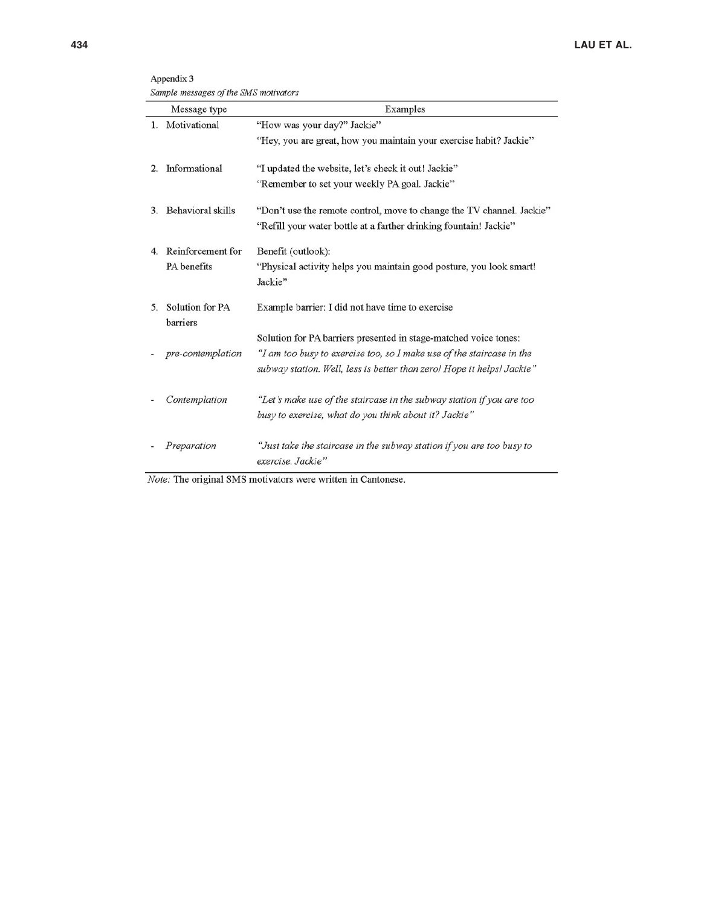Appendix 3

*Sample messages of the SMS motivators*

| Message type | Examples |
|---|---|
| 1. Motivational | "How was your day?" Jackie" |
| | "Hey, you are great, how you maintain your exercise habit? Jackie" |
| 2. Informational | "I updated the website, let's check it out! Jackie" |
| | "Remember to set your weekly PA goal. Jackie" |
| 3. Behavioral skills | "Don't use the remote control, move to change the TV channel. Jackie" |
| | "Refill your water bottle at a farther drinking fountain! Jackie" |
| 4. Reinforcement for PA benefits | Benefit (outlook): "Physical activity helps you maintain good posture, you look smart! Jackie" |
| 5. Solution for PA barriers | Example barrier: I did not have time to exercise |
| | Solution for PA barriers presented in stage-matched voice tones: |
| - *pre-contemplation* | *"I am too busy to exercise too, so I make use of the staircase in the subway station. Well, less is better than zero! Hope it helps! Jackie"* |
| - *Contemplation* | *"Let's make use of the staircase in the subway station if you are too busy to exercise, what do you think about it? Jackie"* |
| - *Preparation* | *"Just take the staircase in the subway station if you are too busy to exercise. Jackie"* |

*Note:* The original SMS motivators were written in Cantonese.